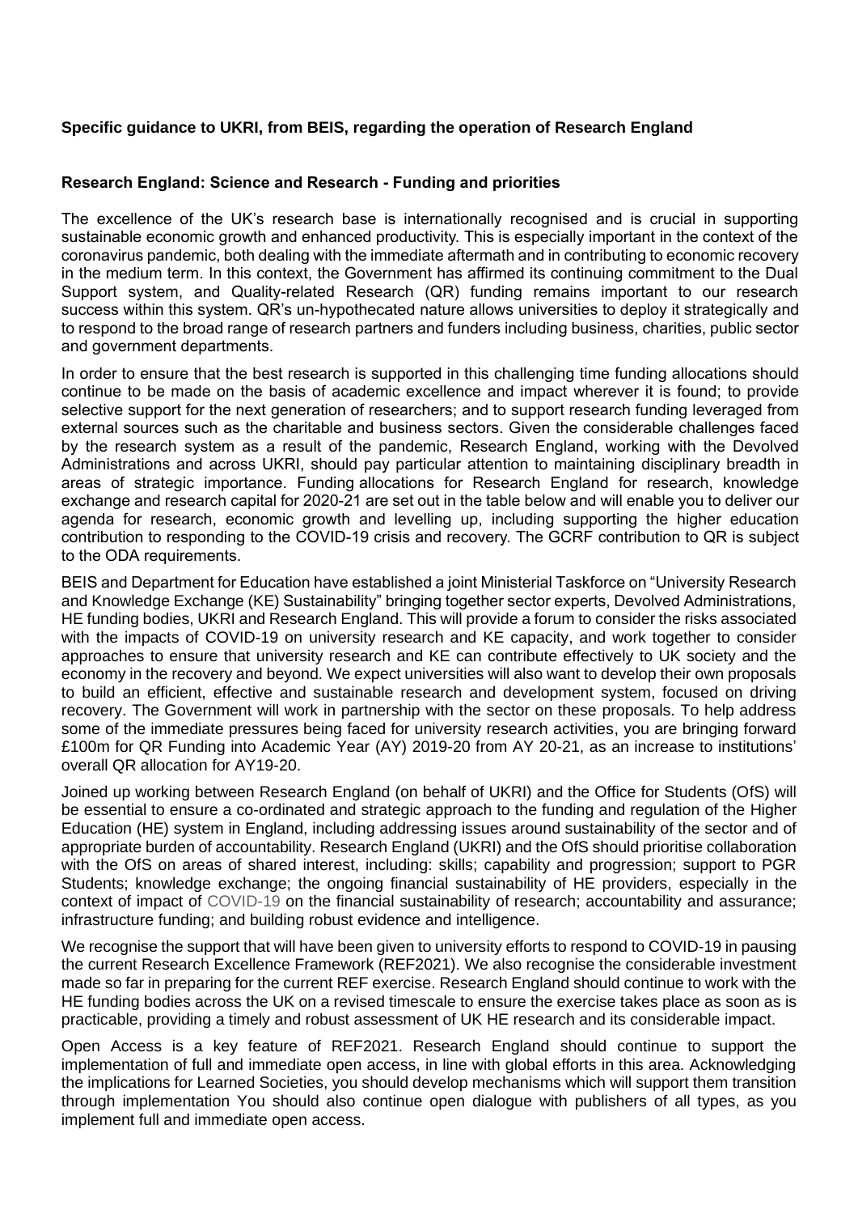**Specific guidance to UKRI, from BEIS, regarding the operation of Research England**

**Research England: Science and Research - Funding and priorities**

The excellence of the UK's research base is internationally recognised and is crucial in supporting sustainable economic growth and enhanced productivity. This is especially important in the context of the coronavirus pandemic, both dealing with the immediate aftermath and in contributing to economic recovery in the medium term. In this context, the Government has affirmed its continuing commitment to the Dual Support system, and Quality-related Research (QR) funding remains important to our research success within this system. QR's un-hypothecated nature allows universities to deploy it strategically and to respond to the broad range of research partners and funders including business, charities, public sector and government departments.

In order to ensure that the best research is supported in this challenging time funding allocations should continue to be made on the basis of academic excellence and impact wherever it is found; to provide selective support for the next generation of researchers; and to support research funding leveraged from external sources such as the charitable and business sectors. Given the considerable challenges faced by the research system as a result of the pandemic, Research England, working with the Devolved Administrations and across UKRI, should pay particular attention to maintaining disciplinary breadth in areas of strategic importance. Funding allocations for Research England for research, knowledge exchange and research capital for 2020-21 are set out in the table below and will enable you to deliver our agenda for research, economic growth and levelling up, including supporting the higher education contribution to responding to the COVID-19 crisis and recovery. The GCRF contribution to QR is subject to the ODA requirements.

BEIS and Department for Education have established a joint Ministerial Taskforce on "University Research and Knowledge Exchange (KE) Sustainability" bringing together sector experts, Devolved Administrations, HE funding bodies, UKRI and Research England. This will provide a forum to consider the risks associated with the impacts of COVID-19 on university research and KE capacity, and work together to consider approaches to ensure that university research and KE can contribute effectively to UK society and the economy in the recovery and beyond. We expect universities will also want to develop their own proposals to build an efficient, effective and sustainable research and development system, focused on driving recovery. The Government will work in partnership with the sector on these proposals. To help address some of the immediate pressures being faced for university research activities, you are bringing forward £100m for QR Funding into Academic Year (AY) 2019-20 from AY 20-21, as an increase to institutions' overall QR allocation for AY19-20.

Joined up working between Research England (on behalf of UKRI) and the Office for Students (OfS) will be essential to ensure a co-ordinated and strategic approach to the funding and regulation of the Higher Education (HE) system in England, including addressing issues around sustainability of the sector and of appropriate burden of accountability. Research England (UKRI) and the OfS should prioritise collaboration with the OfS on areas of shared interest, including: skills; capability and progression; support to PGR Students; knowledge exchange; the ongoing financial sustainability of HE providers, especially in the context of impact of COVID-19 on the financial sustainability of research; accountability and assurance; infrastructure funding; and building robust evidence and intelligence.

We recognise the support that will have been given to university efforts to respond to COVID-19 in pausing the current Research Excellence Framework (REF2021). We also recognise the considerable investment made so far in preparing for the current REF exercise. Research England should continue to work with the HE funding bodies across the UK on a revised timescale to ensure the exercise takes place as soon as is practicable, providing a timely and robust assessment of UK HE research and its considerable impact.

Open Access is a key feature of REF2021. Research England should continue to support the implementation of full and immediate open access, in line with global efforts in this area. Acknowledging the implications for Learned Societies, you should develop mechanisms which will support them transition through implementation You should also continue open dialogue with publishers of all types, as you implement full and immediate open access.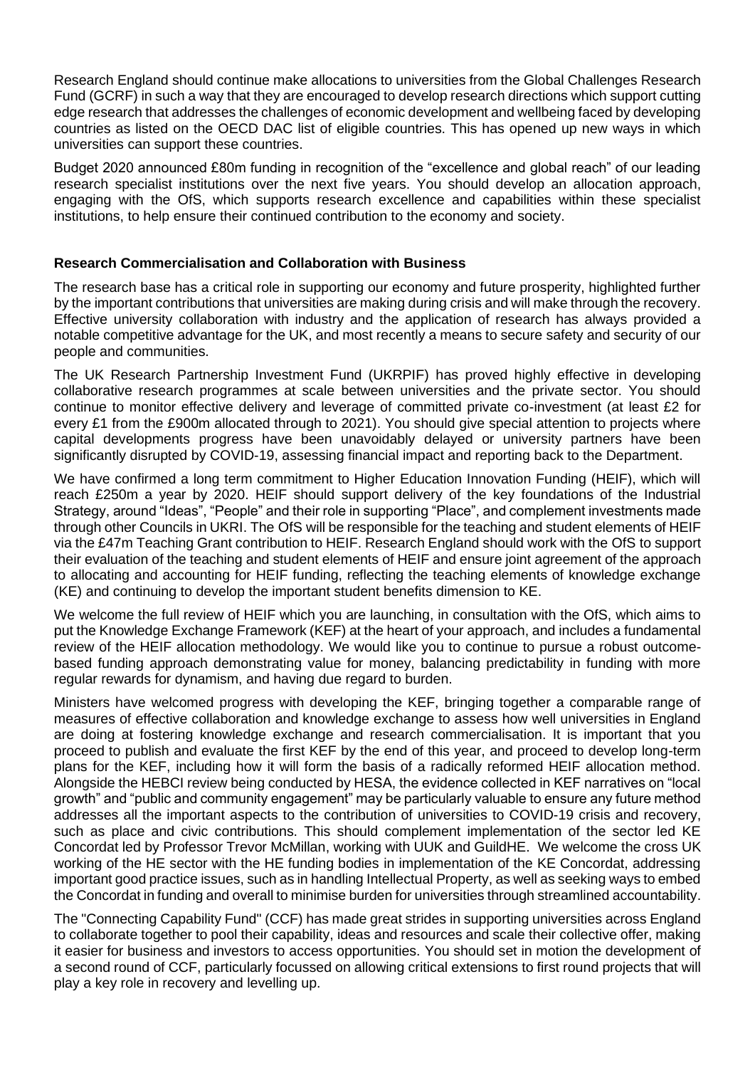Research England should continue make allocations to universities from the Global Challenges Research Fund (GCRF) in such a way that they are encouraged to develop research directions which support cutting edge research that addresses the challenges of economic development and wellbeing faced by developing countries as listed on the OECD DAC list of eligible countries. This has opened up new ways in which universities can support these countries.

Budget 2020 announced £80m funding in recognition of the "excellence and global reach" of our leading research specialist institutions over the next five years. You should develop an allocation approach, engaging with the OfS, which supports research excellence and capabilities within these specialist institutions, to help ensure their continued contribution to the economy and society.

**Research Commercialisation and Collaboration with Business**

The research base has a critical role in supporting our economy and future prosperity, highlighted further by the important contributions that universities are making during crisis and will make through the recovery. Effective university collaboration with industry and the application of research has always provided a notable competitive advantage for the UK, and most recently a means to secure safety and security of our people and communities.

The UK Research Partnership Investment Fund (UKRPIF) has proved highly effective in developing collaborative research programmes at scale between universities and the private sector. You should continue to monitor effective delivery and leverage of committed private co-investment (at least £2 for every £1 from the £900m allocated through to 2021). You should give special attention to projects where capital developments progress have been unavoidably delayed or university partners have been significantly disrupted by COVID-19, assessing financial impact and reporting back to the Department.

We have confirmed a long term commitment to Higher Education Innovation Funding (HEIF), which will reach £250m a year by 2020. HEIF should support delivery of the key foundations of the Industrial Strategy, around "Ideas", "People" and their role in supporting "Place", and complement investments made through other Councils in UKRI. The OfS will be responsible for the teaching and student elements of HEIF via the £47m Teaching Grant contribution to HEIF. Research England should work with the OfS to support their evaluation of the teaching and student elements of HEIF and ensure joint agreement of the approach to allocating and accounting for HEIF funding, reflecting the teaching elements of knowledge exchange (KE) and continuing to develop the important student benefits dimension to KE.

We welcome the full review of HEIF which you are launching, in consultation with the OfS, which aims to put the Knowledge Exchange Framework (KEF) at the heart of your approach, and includes a fundamental review of the HEIF allocation methodology. We would like you to continue to pursue a robust outcome-based funding approach demonstrating value for money, balancing predictability in funding with more regular rewards for dynamism, and having due regard to burden.

Ministers have welcomed progress with developing the KEF, bringing together a comparable range of measures of effective collaboration and knowledge exchange to assess how well universities in England are doing at fostering knowledge exchange and research commercialisation. It is important that you proceed to publish and evaluate the first KEF by the end of this year, and proceed to develop long-term plans for the KEF, including how it will form the basis of a radically reformed HEIF allocation method. Alongside the HEBCI review being conducted by HESA, the evidence collected in KEF narratives on "local growth" and "public and community engagement" may be particularly valuable to ensure any future method addresses all the important aspects to the contribution of universities to COVID-19 crisis and recovery, such as place and civic contributions. This should complement implementation of the sector led KE Concordat led by Professor Trevor McMillan, working with UUK and GuildHE. We welcome the cross UK working of the HE sector with the HE funding bodies in implementation of the KE Concordat, addressing important good practice issues, such as in handling Intellectual Property, as well as seeking ways to embed the Concordat in funding and overall to minimise burden for universities through streamlined accountability.

The "Connecting Capability Fund" (CCF) has made great strides in supporting universities across England to collaborate together to pool their capability, ideas and resources and scale their collective offer, making it easier for business and investors to access opportunities. You should set in motion the development of a second round of CCF, particularly focussed on allowing critical extensions to first round projects that will play a key role in recovery and levelling up.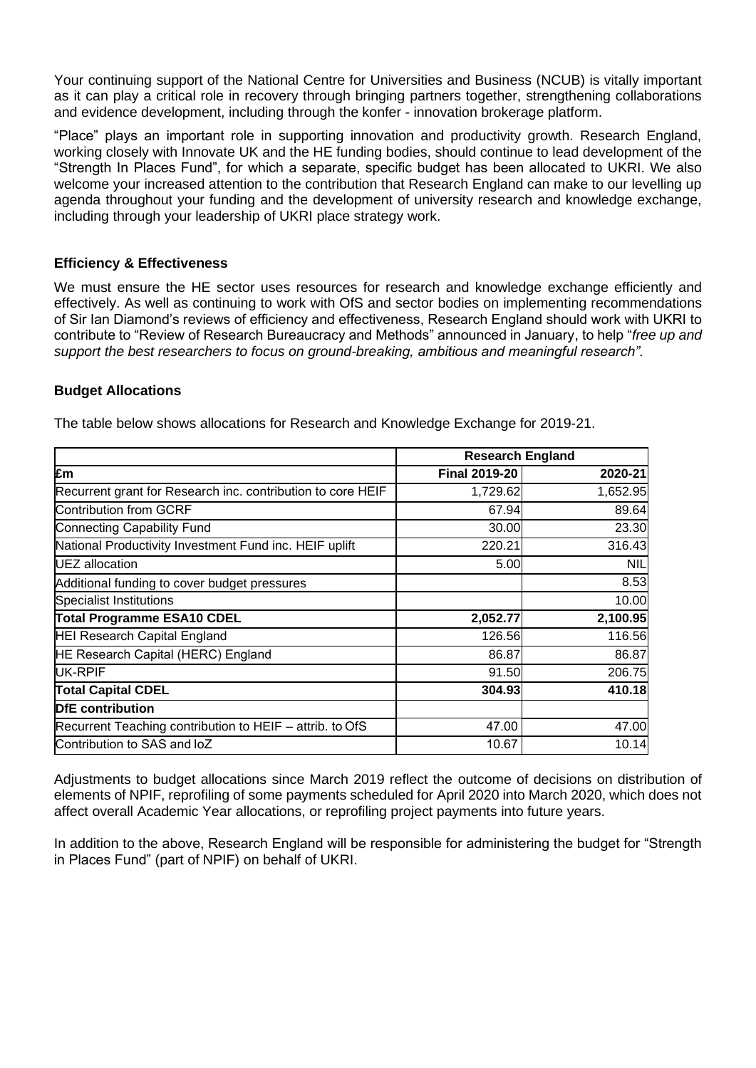Your continuing support of the National Centre for Universities and Business (NCUB) is vitally important as it can play a critical role in recovery through bringing partners together, strengthening collaborations and evidence development, including through the konfer - innovation brokerage platform.

"Place" plays an important role in supporting innovation and productivity growth. Research England, working closely with Innovate UK and the HE funding bodies, should continue to lead development of the "Strength In Places Fund", for which a separate, specific budget has been allocated to UKRI. We also welcome your increased attention to the contribution that Research England can make to our levelling up agenda throughout your funding and the development of university research and knowledge exchange, including through your leadership of UKRI place strategy work.

**Efficiency & Effectiveness**

We must ensure the HE sector uses resources for research and knowledge exchange efficiently and effectively. As well as continuing to work with OfS and sector bodies on implementing recommendations of Sir Ian Diamond's reviews of efficiency and effectiveness, Research England should work with UKRI to contribute to "Review of Research Bureaucracy and Methods" announced in January, to help "*free up and support the best researchers to focus on ground-breaking, ambitious and meaningful research".*

**Budget Allocations**

The table below shows allocations for Research and Knowledge Exchange for 2019-21.

| | Research England | |
|---|---|---|
| **£m** | **Final 2019-20** | **2020-21** |
| Recurrent grant for Research inc. contribution to core HEIF | 1,729.62 | 1,652.95 |
| Contribution from GCRF | 67.94 | 89.64 |
| Connecting Capability Fund | 30.00 | 23.30 |
| National Productivity Investment Fund inc. HEIF uplift | 220.21 | 316.43 |
| UEZ allocation | 5.00 | NIL |
| Additional funding to cover budget pressures | | 8.53 |
| Specialist Institutions | | 10.00 |
| **Total Programme ESA10 CDEL** | **2,052.77** | **2,100.95** |
| HEI Research Capital England | 126.56 | 116.56 |
| HE Research Capital (HERC) England | 86.87 | 86.87 |
| UK-RPIF | 91.50 | 206.75 |
| **Total Capital CDEL** | **304.93** | **410.18** |
| **DfE contribution** | | |
| Recurrent Teaching contribution to HEIF – attrib. to OfS | 47.00 | 47.00 |
| Contribution to SAS and IoZ | 10.67 | 10.14 |

Adjustments to budget allocations since March 2019 reflect the outcome of decisions on distribution of elements of NPIF, reprofiling of some payments scheduled for April 2020 into March 2020, which does not affect overall Academic Year allocations, or reprofiling project payments into future years.

In addition to the above, Research England will be responsible for administering the budget for "Strength in Places Fund" (part of NPIF) on behalf of UKRI.